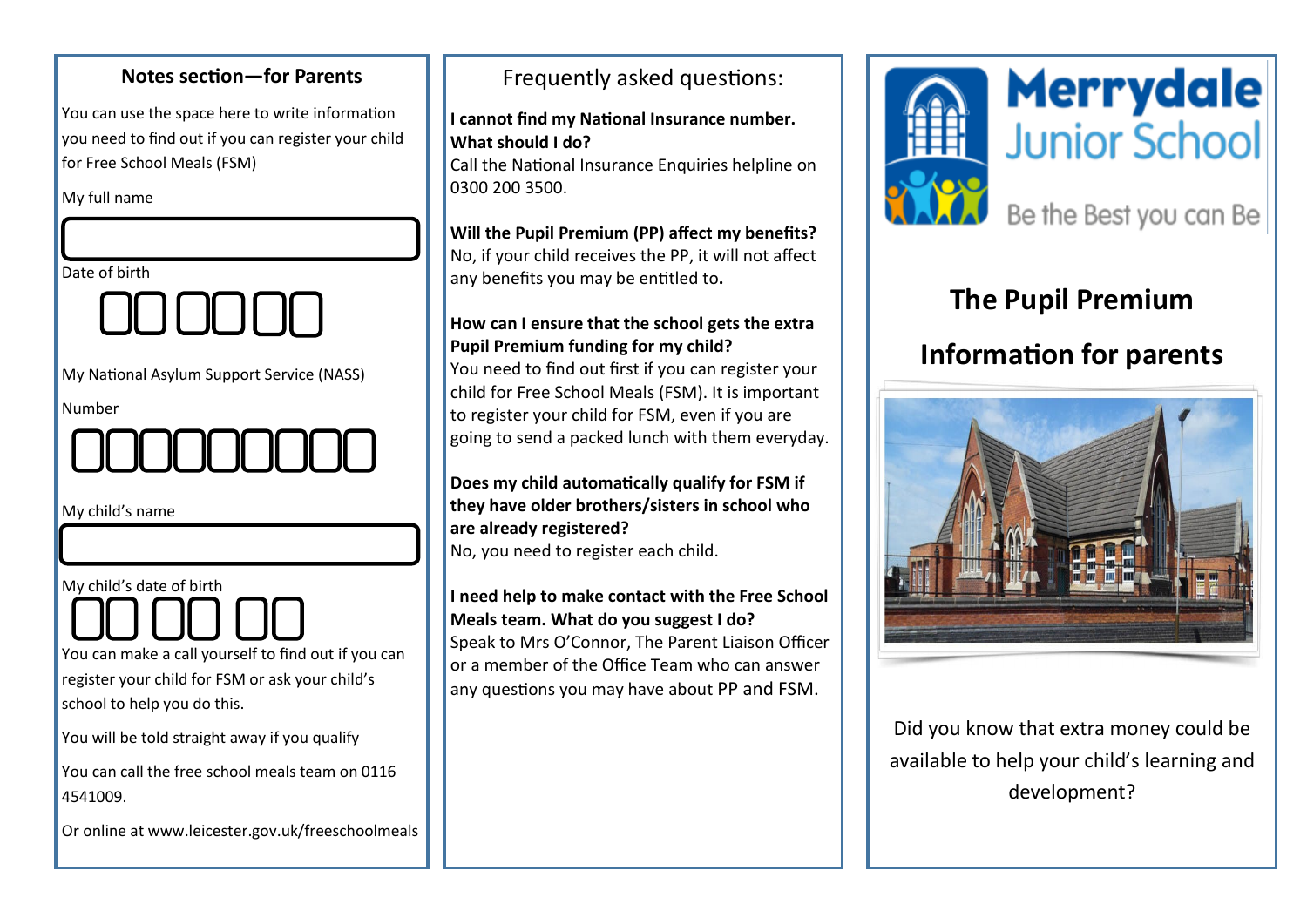## Notes section—for Parents

You can use the space here to write information you need to find out if you can register your child for Free School Meals (FSM)

My full name

Date of birth

My National Asylum Support Service (NASS)

Number

My child's name

My child's date of birth

You can make a call yourself to find out if you can register your child for FSM or ask your child's school to help you do this.

You will be told straight away if you qualify

You can call the free school meals team on 0116 4541009.

Or online at www.leicester.gov.uk/freeschoolmeals

## Frequently asked questions:

**I cannot find my National Insurance number. What should I do?**
Call the National Insurance Enquiries helpline on 0300 200 3500.

**Will the Pupil Premium (PP) affect my benefits?**
No, if your child receives the PP, it will not affect any benefits you may be entitled to.

**How can I ensure that the school gets the extra Pupil Premium funding for my child?**
You need to find out first if you can register your child for Free School Meals (FSM). It is important to register your child for FSM, even if you are going to send a packed lunch with them everyday.

**Does my child automatically qualify for FSM if they have older brothers/sisters in school who are already registered?**
No, you need to register each child.

**I need help to make contact with the Free School Meals team. What do you suggest I do?**
Speak to Mrs O'Connor, The Parent Liaison Officer or a member of the Office Team who can answer any questions you may have about PP and FSM.

# Merrydale Junior School

Be the Best you can Be

## The Pupil Premium

## Information for parents

Did you know that extra money could be available to help your child's learning and development?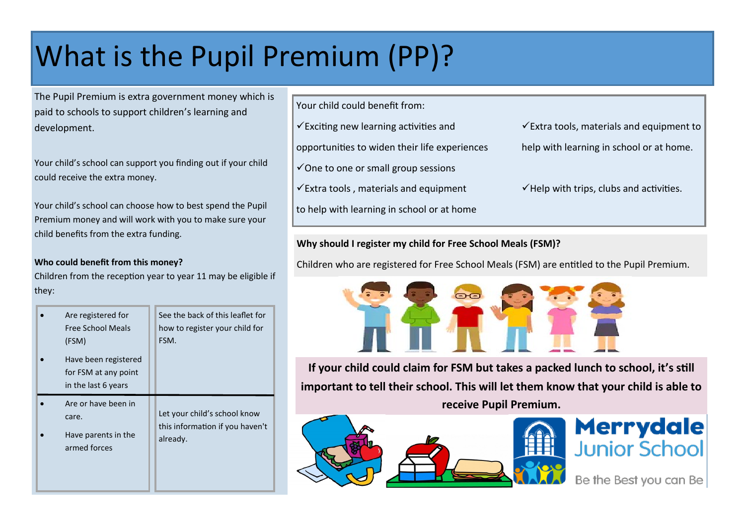# What is the Pupil Premium (PP)?

The Pupil Premium is extra government money which is paid to schools to support children's learning and development.

Your child's school can support you finding out if your child could receive the extra money.

Your child's school can choose how to best spend the Pupil Premium money and will work with you to make sure your child benefits from the extra funding.

**Who could benefit from this money?**

Children from the reception year to year 11 may be eligible if they:

| | |
|---|---|
| • Are registered for Free School Meals (FSM)<br>• Have been registered for FSM at any point in the last 6 years | See the back of this leaflet for how to register your child for FSM. |
| • Are or have been in care.<br>• Have parents in the armed forces | Let your child's school know this information if you haven't already. |

Your child could benefit from:

- ✓Exciting new learning activities and opportunities to widen their life experiences
- ✓One to one or small group sessions
- ✓Extra tools , materials and equipment to help with learning in school or at home
- ✓Extra tools, materials and equipment to help with learning in school or at home.
- ✓Help with trips, clubs and activities.

**Why should I register my child for Free School Meals (FSM)?**

Children who are registered for Free School Meals (FSM) are entitled to the Pupil Premium.

**If your child could claim for FSM but takes a packed lunch to school, it's still important to tell their school. This will let them know that your child is able to receive Pupil Premium.**

Merrydale Junior School

Be the Best you can Be